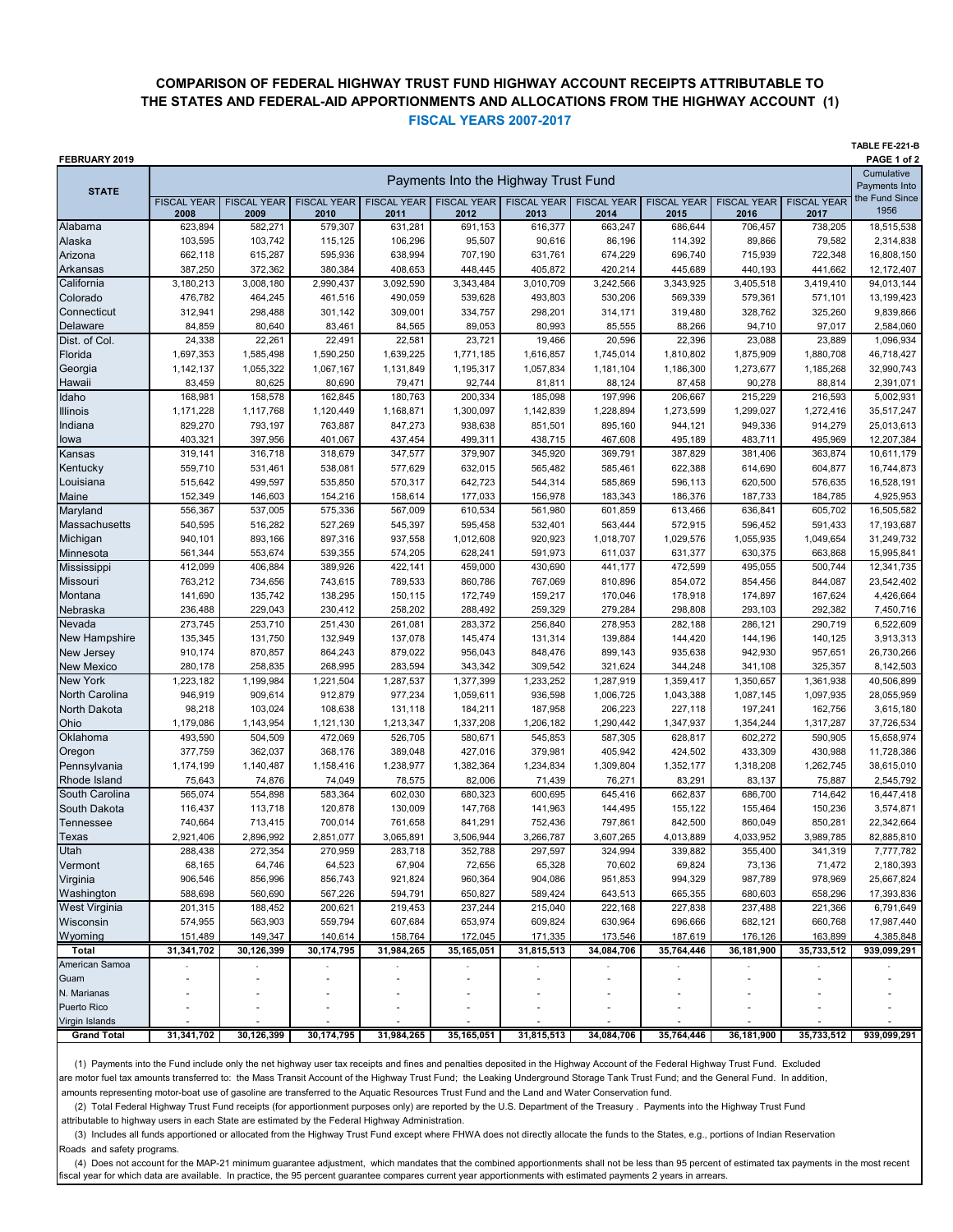## COMPARISON OF FEDERAL HIGHWAY TRUST FUND HIGHWAY ACCOUNT RECEIPTS ATTRIBUTABLE TO THE STATES AND FEDERAL-AID APPORTIONMENTS AND ALLOCATIONS FROM THE HIGHWAY ACCOUNT (1)

### FISCAL YEARS 2007-2017

FEBRUARY 2019

TABLE FE-221-B

| STATE | Payments Into the Highway Trust Fund | | | | | | | | | | Cumulative Payments Into the Fund Since 1956 |
|---|---|---|---|---|---|---|---|---|---|---|---|
| | FISCAL YEAR 2008 | FISCAL YEAR 2009 | FISCAL YEAR 2010 | FISCAL YEAR 2011 | FISCAL YEAR 2012 | FISCAL YEAR 2013 | FISCAL YEAR 2014 | FISCAL YEAR 2015 | FISCAL YEAR 2016 | FISCAL YEAR 2017 | |
| Alabama | 623,894 | 582,271 | 579,307 | 631,281 | 691,153 | 616,377 | 663,247 | 686,644 | 706,457 | 738,205 | 18,515,538 |
| Alaska | 103,595 | 103,742 | 115,125 | 106,296 | 95,507 | 90,616 | 86,196 | 114,392 | 89,866 | 79,582 | 2,314,838 |
| Arizona | 662,118 | 615,287 | 595,936 | 638,994 | 707,190 | 631,761 | 674,229 | 696,740 | 715,939 | 722,348 | 16,808,150 |
| Arkansas | 387,250 | 372,362 | 380,384 | 408,653 | 448,445 | 405,872 | 420,214 | 445,689 | 440,193 | 441,662 | 12,172,407 |
| California | 3,180,213 | 3,008,180 | 2,990,437 | 3,092,590 | 3,343,484 | 3,010,709 | 3,242,566 | 3,343,925 | 3,405,518 | 3,419,410 | 94,013,144 |
| Colorado | 476,782 | 464,245 | 461,516 | 490,059 | 539,628 | 493,803 | 530,206 | 569,339 | 579,361 | 571,101 | 13,199,423 |
| Connecticut | 312,941 | 298,488 | 301,142 | 309,001 | 334,757 | 298,201 | 314,171 | 319,480 | 328,762 | 325,260 | 9,839,866 |
| Delaware | 84,859 | 80,640 | 83,461 | 84,565 | 89,053 | 80,993 | 85,555 | 88,266 | 94,710 | 97,017 | 2,584,060 |
| Dist. of Col. | 24,338 | 22,261 | 22,491 | 22,581 | 23,721 | 19,466 | 20,596 | 22,396 | 23,088 | 23,889 | 1,096,934 |
| Florida | 1,697,353 | 1,585,498 | 1,590,250 | 1,639,225 | 1,771,185 | 1,616,857 | 1,745,014 | 1,810,802 | 1,875,909 | 1,880,708 | 46,718,427 |
| Georgia | 1,142,137 | 1,055,322 | 1,067,167 | 1,131,849 | 1,195,317 | 1,057,834 | 1,181,104 | 1,186,300 | 1,273,677 | 1,185,268 | 32,990,743 |
| Hawaii | 83,459 | 80,625 | 80,690 | 79,471 | 92,744 | 81,811 | 88,124 | 87,458 | 90,278 | 88,814 | 2,391,071 |
| Idaho | 168,981 | 158,578 | 162,845 | 180,763 | 200,334 | 185,098 | 197,996 | 206,667 | 215,229 | 216,593 | 5,002,931 |
| Illinois | 1,171,228 | 1,117,768 | 1,120,449 | 1,168,871 | 1,300,097 | 1,142,839 | 1,228,894 | 1,273,599 | 1,299,027 | 1,272,416 | 35,517,247 |
| Indiana | 829,270 | 793,197 | 763,887 | 847,273 | 938,638 | 851,501 | 895,160 | 944,121 | 949,336 | 914,279 | 25,013,613 |
| Iowa | 403,321 | 397,956 | 401,067 | 437,454 | 499,311 | 438,715 | 467,608 | 495,189 | 483,711 | 495,969 | 12,207,384 |
| Kansas | 319,141 | 316,718 | 318,679 | 347,577 | 379,907 | 345,920 | 369,791 | 387,829 | 381,406 | 363,874 | 10,611,179 |
| Kentucky | 559,710 | 531,461 | 538,081 | 577,629 | 632,015 | 565,482 | 585,461 | 622,388 | 614,690 | 604,877 | 16,744,873 |
| Louisiana | 515,642 | 499,597 | 535,850 | 570,317 | 642,723 | 544,314 | 585,869 | 596,113 | 620,500 | 576,635 | 16,528,191 |
| Maine | 152,349 | 146,603 | 154,216 | 158,614 | 177,033 | 156,978 | 183,343 | 186,376 | 187,733 | 184,785 | 4,925,953 |
| Maryland | 556,367 | 537,005 | 575,336 | 567,009 | 610,534 | 561,980 | 601,859 | 613,466 | 636,841 | 605,702 | 16,505,582 |
| Massachusetts | 540,595 | 516,282 | 527,269 | 545,397 | 595,458 | 532,401 | 563,444 | 572,915 | 596,452 | 591,433 | 17,193,687 |
| Michigan | 940,101 | 893,166 | 897,316 | 937,558 | 1,012,608 | 920,923 | 1,018,707 | 1,029,576 | 1,055,935 | 1,049,654 | 31,249,732 |
| Minnesota | 561,344 | 553,674 | 539,355 | 574,205 | 628,241 | 591,973 | 611,037 | 631,377 | 630,375 | 663,868 | 15,995,841 |
| Mississippi | 412,099 | 406,884 | 389,926 | 422,141 | 459,000 | 430,690 | 441,177 | 472,599 | 495,055 | 500,744 | 12,341,735 |
| Missouri | 763,212 | 734,656 | 743,615 | 789,533 | 860,786 | 767,069 | 810,896 | 854,072 | 854,456 | 844,087 | 23,542,402 |
| Montana | 141,690 | 135,742 | 138,295 | 150,115 | 172,749 | 159,217 | 170,046 | 178,918 | 174,897 | 167,624 | 4,426,664 |
| Nebraska | 236,488 | 229,043 | 230,412 | 258,202 | 288,492 | 259,329 | 279,284 | 298,808 | 293,103 | 292,382 | 7,450,716 |
| Nevada | 273,745 | 253,710 | 251,430 | 261,081 | 283,372 | 256,840 | 278,953 | 282,188 | 286,121 | 290,719 | 6,522,609 |
| New Hampshire | 135,345 | 131,750 | 132,949 | 137,078 | 145,474 | 131,314 | 139,884 | 144,420 | 144,196 | 140,125 | 3,913,313 |
| New Jersey | 910,174 | 870,857 | 864,243 | 879,022 | 956,043 | 848,476 | 899,143 | 935,638 | 942,930 | 957,651 | 26,730,266 |
| New Mexico | 280,178 | 258,835 | 268,995 | 283,594 | 343,342 | 309,542 | 321,624 | 344,248 | 341,108 | 325,357 | 8,142,503 |
| New York | 1,223,182 | 1,199,984 | 1,221,504 | 1,287,537 | 1,377,399 | 1,233,252 | 1,287,919 | 1,359,417 | 1,350,657 | 1,361,938 | 40,506,899 |
| North Carolina | 946,919 | 909,614 | 912,879 | 977,234 | 1,059,611 | 936,598 | 1,006,725 | 1,043,388 | 1,087,145 | 1,097,935 | 28,055,959 |
| North Dakota | 98,218 | 103,024 | 108,638 | 131,118 | 184,211 | 187,958 | 206,223 | 227,118 | 197,241 | 162,756 | 3,615,180 |
| Ohio | 1,179,086 | 1,143,954 | 1,121,130 | 1,213,347 | 1,337,208 | 1,206,182 | 1,290,442 | 1,347,937 | 1,354,244 | 1,317,287 | 37,726,534 |
| Oklahoma | 493,590 | 504,509 | 472,069 | 526,705 | 580,671 | 545,853 | 587,305 | 628,817 | 602,272 | 590,905 | 15,658,974 |
| Oregon | 377,759 | 362,037 | 368,176 | 389,048 | 427,016 | 379,981 | 405,942 | 424,502 | 433,309 | 430,988 | 11,728,386 |
| Pennsylvania | 1,174,199 | 1,140,487 | 1,158,416 | 1,238,977 | 1,382,364 | 1,234,834 | 1,309,804 | 1,352,177 | 1,318,208 | 1,262,745 | 38,615,010 |
| Rhode Island | 75,643 | 74,876 | 74,049 | 78,575 | 82,006 | 71,439 | 76,271 | 83,291 | 83,137 | 75,887 | 2,545,792 |
| South Carolina | 565,074 | 554,898 | 583,364 | 602,030 | 680,323 | 600,695 | 645,416 | 662,837 | 686,700 | 714,642 | 16,447,418 |
| South Dakota | 116,437 | 113,718 | 120,878 | 130,009 | 147,768 | 141,963 | 144,495 | 155,122 | 155,464 | 150,236 | 3,574,871 |
| Tennessee | 740,664 | 713,415 | 700,014 | 761,658 | 841,291 | 752,436 | 797,861 | 842,500 | 860,049 | 850,281 | 22,342,664 |
| Texas | 2,921,406 | 2,896,992 | 2,851,077 | 3,065,891 | 3,506,944 | 3,266,787 | 3,607,265 | 4,013,889 | 4,033,952 | 3,989,785 | 82,885,810 |
| Utah | 288,438 | 272,354 | 270,959 | 283,718 | 352,788 | 297,597 | 324,994 | 339,882 | 355,400 | 341,319 | 7,777,782 |
| Vermont | 68,165 | 64,746 | 64,523 | 67,904 | 72,656 | 65,328 | 70,602 | 69,824 | 73,136 | 71,472 | 2,180,393 |
| Virginia | 906,546 | 856,996 | 856,743 | 921,824 | 960,364 | 904,086 | 951,853 | 994,329 | 987,789 | 978,969 | 25,667,824 |
| Washington | 588,698 | 560,690 | 567,226 | 594,791 | 650,827 | 589,424 | 643,513 | 665,355 | 680,603 | 658,296 | 17,393,836 |
| West Virginia | 201,315 | 188,452 | 200,621 | 219,453 | 237,244 | 215,040 | 222,168 | 227,838 | 237,488 | 221,366 | 6,791,649 |
| Wisconsin | 574,955 | 563,903 | 559,794 | 607,684 | 653,974 | 609,824 | 630,964 | 696,666 | 682,121 | 660,768 | 17,987,440 |
| Wyoming | 151,489 | 149,347 | 140,614 | 158,764 | 172,045 | 171,335 | 173,546 | 187,619 | 176,126 | 163,899 | 4,385,848 |
| **Total** | **31,341,702** | **30,126,399** | **30,174,795** | **31,984,265** | **35,165,051** | **31,815,513** | **34,084,706** | **35,764,446** | **36,181,900** | **35,733,512** | **939,099,291** |
| American Samoa | - | - | - | - | - | - | - | - | - | - | - |
| Guam | - | - | - | - | - | - | - | - | - | - | - |
| N. Marianas | - | - | - | - | - | - | - | - | - | - | - |
| Puerto Rico | - | - | - | - | - | - | - | - | - | - | - |
| Virgin Islands | - | - | - | - | - | - | - | - | - | - | - |
| **Grand Total** | **31,341,702** | **30,126,399** | **30,174,795** | **31,984,265** | **35,165,051** | **31,815,513** | **34,084,706** | **35,764,446** | **36,181,900** | **35,733,512** | **939,099,291** |

(1) Payments into the Fund include only the net highway user tax receipts and fines and penalties deposited in the Highway Account of the Federal Highway Trust Fund. Excluded are motor fuel tax amounts transferred to: the Mass Transit Account of the Highway Trust Fund; the Leaking Underground Storage Tank Trust Fund; and the General Fund. In addition, amounts representing motor-boat use of gasoline are transferred to the Aquatic Resources Trust Fund and the Land and Water Conservation fund.

(2) Total Federal Highway Trust Fund receipts (for apportionment purposes only) are reported by the U.S. Department of the Treasury . Payments into the Highway Trust Fund attributable to highway users in each State are estimated by the Federal Highway Administration.

(3) Includes all funds apportioned or allocated from the Highway Trust Fund except where FHWA does not directly allocate the funds to the States, e.g., portions of Indian Reservation Roads and safety programs.

(4) Does not account for the MAP-21 minimum guarantee adjustment, which mandates that the combined apportionments shall not be less than 95 percent of estimated tax payments in the most recent fiscal year for which data are available. In practice, the 95 percent guarantee compares current year apportionments with estimated payments 2 years in arrears.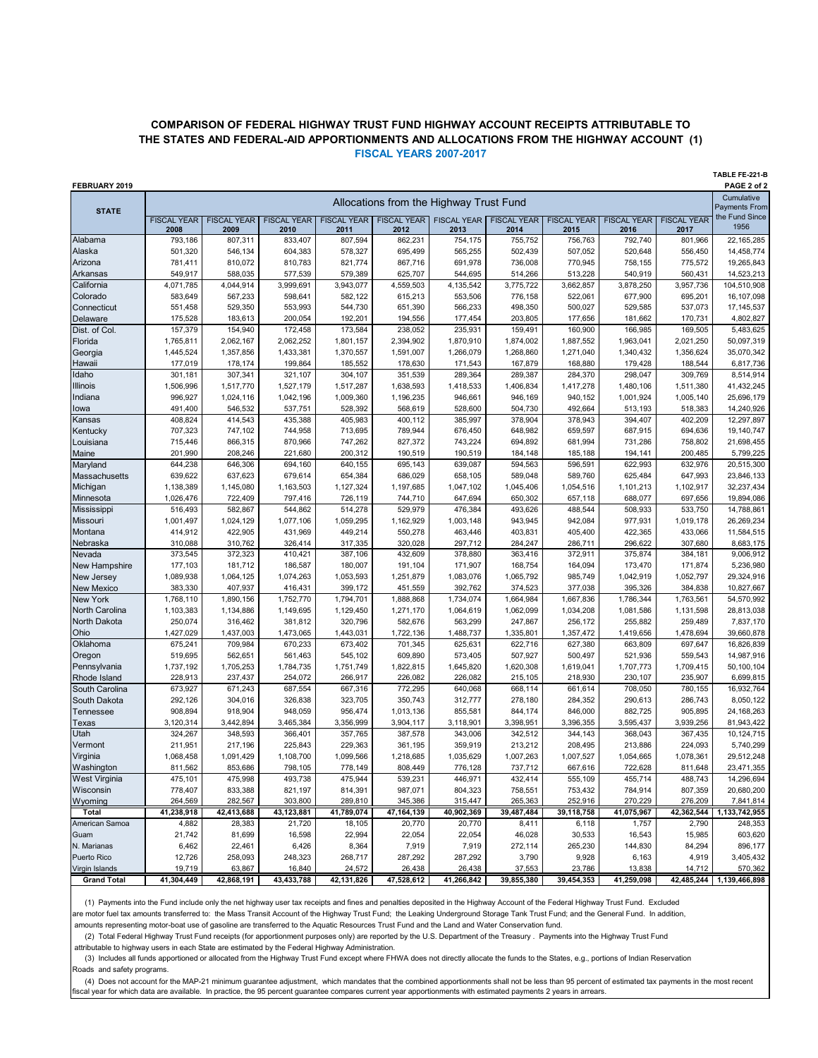## COMPARISON OF FEDERAL HIGHWAY TRUST FUND HIGHWAY ACCOUNT RECEIPTS ATTRIBUTABLE TO THE STATES AND FEDERAL-AID APPORTIONMENTS AND ALLOCATIONS FROM THE HIGHWAY ACCOUNT (1)

**FISCAL YEARS 2007-2017**

FEBRUARY 2019

TABLE FE-221-B

| STATE | Allocations from the Highway Trust Fund | | | | | | | | | | Cumulative Payments From the Fund Since 1956 |
|---|---|---|---|---|---|---|---|---|---|---|---|
| | FISCAL YEAR 2008 | FISCAL YEAR 2009 | FISCAL YEAR 2010 | FISCAL YEAR 2011 | FISCAL YEAR 2012 | FISCAL YEAR 2013 | FISCAL YEAR 2014 | FISCAL YEAR 2015 | FISCAL YEAR 2016 | FISCAL YEAR 2017 | |
| Alabama | 793,186 | 807,311 | 833,407 | 807,594 | 862,231 | 754,175 | 755,752 | 756,763 | 792,740 | 801,966 | 22,165,285 |
| Alaska | 501,320 | 546,134 | 604,383 | 578,327 | 695,499 | 565,255 | 502,439 | 507,052 | 520,648 | 556,450 | 14,458,774 |
| Arizona | 781,411 | 810,072 | 810,783 | 821,774 | 867,716 | 691,978 | 736,008 | 770,945 | 758,155 | 775,572 | 19,265,843 |
| Arkansas | 549,917 | 588,035 | 577,539 | 579,389 | 625,707 | 544,695 | 514,266 | 513,228 | 540,919 | 560,431 | 14,523,213 |
| California | 4,071,785 | 4,044,914 | 3,999,691 | 3,943,077 | 4,559,503 | 4,135,542 | 3,775,722 | 3,662,857 | 3,878,250 | 3,957,736 | 104,510,908 |
| Colorado | 583,649 | 567,233 | 598,641 | 582,122 | 615,213 | 553,506 | 776,158 | 522,061 | 677,900 | 695,201 | 16,107,098 |
| Connecticut | 551,458 | 529,350 | 553,993 | 544,730 | 651,390 | 566,233 | 498,350 | 500,027 | 529,585 | 537,073 | 17,145,537 |
| Delaware | 175,528 | 183,613 | 200,054 | 192,201 | 194,556 | 177,454 | 203,805 | 177,656 | 181,662 | 170,731 | 4,802,827 |
| Dist. of Col. | 157,379 | 154,940 | 172,458 | 173,584 | 238,052 | 235,931 | 159,491 | 160,900 | 166,985 | 169,505 | 5,483,625 |
| Florida | 1,765,811 | 2,062,167 | 2,062,252 | 1,801,157 | 2,394,902 | 1,870,910 | 1,874,002 | 1,887,552 | 1,963,041 | 2,021,250 | 50,097,319 |
| Georgia | 1,445,524 | 1,357,856 | 1,433,381 | 1,370,557 | 1,591,007 | 1,266,079 | 1,268,860 | 1,271,040 | 1,340,432 | 1,356,624 | 35,070,342 |
| Hawaii | 177,019 | 178,174 | 199,864 | 185,552 | 178,630 | 171,543 | 167,879 | 168,880 | 179,428 | 188,544 | 6,817,736 |
| Idaho | 301,181 | 307,341 | 321,107 | 304,107 | 351,539 | 289,364 | 289,387 | 284,370 | 298,047 | 309,769 | 8,514,914 |
| Illinois | 1,506,996 | 1,517,770 | 1,527,179 | 1,517,287 | 1,638,593 | 1,418,533 | 1,406,834 | 1,417,278 | 1,480,106 | 1,511,380 | 41,432,245 |
| Indiana | 996,927 | 1,024,116 | 1,042,196 | 1,009,360 | 1,196,235 | 946,661 | 946,169 | 940,152 | 1,001,924 | 1,005,140 | 25,696,179 |
| Iowa | 491,400 | 546,532 | 537,751 | 528,392 | 568,619 | 528,600 | 504,730 | 492,664 | 513,193 | 518,383 | 14,240,926 |
| Kansas | 408,824 | 414,543 | 435,388 | 405,983 | 400,112 | 385,997 | 378,904 | 378,943 | 394,407 | 402,209 | 12,297,897 |
| Kentucky | 707,323 | 747,102 | 744,958 | 713,695 | 789,944 | 676,450 | 648,982 | 659,597 | 687,915 | 694,636 | 19,140,747 |
| Louisiana | 715,446 | 866,315 | 870,966 | 747,262 | 827,372 | 743,224 | 694,892 | 681,994 | 731,286 | 758,802 | 21,698,455 |
| Maine | 201,990 | 208,246 | 221,680 | 200,312 | 190,519 | 190,519 | 184,148 | 185,188 | 194,141 | 200,485 | 5,799,225 |
| Maryland | 644,238 | 646,306 | 694,160 | 640,155 | 695,143 | 639,087 | 594,563 | 596,591 | 622,993 | 632,976 | 20,515,300 |
| Massachusetts | 639,622 | 637,623 | 679,614 | 654,384 | 686,029 | 658,105 | 589,048 | 589,760 | 625,484 | 647,993 | 23,846,133 |
| Michigan | 1,138,389 | 1,145,080 | 1,163,503 | 1,127,324 | 1,197,685 | 1,047,102 | 1,045,406 | 1,054,516 | 1,101,213 | 1,102,917 | 32,237,434 |
| Minnesota | 1,026,476 | 722,409 | 797,416 | 726,119 | 744,710 | 647,694 | 650,302 | 657,118 | 688,077 | 697,656 | 19,894,086 |
| Mississippi | 516,493 | 582,867 | 544,862 | 514,278 | 529,979 | 476,384 | 493,626 | 488,544 | 508,933 | 533,750 | 14,788,861 |
| Missouri | 1,001,497 | 1,024,129 | 1,077,106 | 1,059,295 | 1,162,929 | 1,003,148 | 943,945 | 942,068 | 977,931 | 1,019,178 | 26,269,234 |
| Montana | 414,912 | 422,905 | 431,969 | 449,214 | 550,278 | 463,446 | 403,831 | 405,400 | 422,365 | 433,066 | 11,584,515 |
| Nebraska | 310,088 | 310,762 | 326,414 | 317,335 | 320,028 | 297,712 | 284,247 | 286,711 | 296,622 | 307,680 | 8,683,175 |
| Nevada | 373,545 | 372,323 | 410,421 | 387,106 | 432,609 | 378,880 | 363,416 | 372,911 | 375,874 | 384,181 | 9,006,912 |
| New Hampshire | 177,103 | 181,712 | 186,587 | 180,007 | 191,104 | 171,907 | 168,754 | 164,094 | 173,470 | 171,874 | 5,236,980 |
| New Jersey | 1,089,938 | 1,064,125 | 1,074,263 | 1,053,593 | 1,251,879 | 1,083,076 | 1,065,792 | 985,749 | 1,042,919 | 1,052,797 | 29,324,916 |
| New Mexico | 383,330 | 407,937 | 416,431 | 399,172 | 451,559 | 392,762 | 374,523 | 377,038 | 395,326 | 384,838 | 10,827,667 |
| New York | 1,768,110 | 1,890,156 | 1,752,770 | 1,794,701 | 1,888,868 | 1,734,074 | 1,664,984 | 1,667,836 | 1,786,344 | 1,763,561 | 54,570,992 |
| North Carolina | 1,103,383 | 1,134,886 | 1,149,695 | 1,129,450 | 1,271,170 | 1,064,619 | 1,062,099 | 1,034,208 | 1,081,586 | 1,131,598 | 28,813,038 |
| North Dakota | 250,074 | 316,462 | 381,812 | 320,796 | 582,676 | 563,299 | 247,867 | 256,172 | 255,882 | 259,489 | 7,837,170 |
| Ohio | 1,427,029 | 1,437,003 | 1,473,065 | 1,443,031 | 1,722,136 | 1,488,737 | 1,335,801 | 1,357,472 | 1,419,656 | 1,478,694 | 39,660,878 |
| Oklahoma | 675,241 | 709,984 | 670,233 | 673,402 | 701,345 | 625,631 | 622,716 | 627,380 | 663,809 | 697,647 | 16,826,839 |
| Oregon | 519,695 | 562,651 | 561,463 | 545,102 | 609,890 | 573,405 | 507,927 | 500,497 | 521,936 | 559,543 | 14,987,916 |
| Pennsylvania | 1,737,192 | 1,705,253 | 1,784,735 | 1,751,749 | 1,822,815 | 1,645,820 | 1,620,308 | 1,619,041 | 1,707,773 | 1,709,415 | 50,100,104 |
| Rhode Island | 228,913 | 237,437 | 254,072 | 266,917 | 226,082 | 226,082 | 215,105 | 218,930 | 230,107 | 235,907 | 6,699,815 |
| South Carolina | 673,927 | 671,243 | 687,554 | 667,316 | 772,295 | 640,068 | 668,114 | 661,614 | 708,050 | 780,155 | 16,932,764 |
| South Dakota | 292,126 | 304,016 | 326,838 | 323,705 | 350,743 | 312,777 | 278,180 | 284,352 | 290,613 | 286,743 | 8,050,122 |
| Tennessee | 908,894 | 918,904 | 948,059 | 956,474 | 1,013,136 | 855,581 | 844,174 | 846,000 | 882,725 | 905,895 | 24,168,263 |
| Texas | 3,120,314 | 3,442,894 | 3,465,384 | 3,356,999 | 3,904,117 | 3,118,901 | 3,398,951 | 3,396,355 | 3,595,437 | 3,939,256 | 81,943,422 |
| Utah | 324,267 | 348,593 | 366,401 | 357,765 | 387,578 | 343,006 | 342,512 | 344,143 | 368,043 | 367,435 | 10,124,715 |
| Vermont | 211,951 | 217,196 | 225,843 | 229,363 | 361,195 | 359,919 | 213,212 | 208,495 | 213,886 | 224,093 | 5,740,299 |
| Virginia | 1,068,458 | 1,091,429 | 1,108,700 | 1,099,566 | 1,218,685 | 1,035,629 | 1,007,263 | 1,007,527 | 1,054,665 | 1,078,361 | 29,512,248 |
| Washington | 811,562 | 853,686 | 798,105 | 778,149 | 808,449 | 776,128 | 737,712 | 667,616 | 722,628 | 811,648 | 23,471,355 |
| West Virginia | 475,101 | 475,998 | 493,738 | 475,944 | 539,231 | 446,971 | 432,414 | 555,109 | 455,714 | 488,743 | 14,296,694 |
| Wisconsin | 778,407 | 833,388 | 821,197 | 814,391 | 987,071 | 804,323 | 758,551 | 753,432 | 784,914 | 807,359 | 20,680,200 |
| Wyoming | 264,569 | 282,567 | 303,800 | 289,810 | 345,386 | 315,447 | 265,363 | 252,916 | 270,229 | 276,209 | 7,841,814 |
| **Total** | **41,238,918** | **42,413,688** | **43,123,881** | **41,789,074** | **47,164,139** | **40,902,369** | **39,487,484** | **39,118,758** | **41,075,967** | **42,362,544** | **1,133,742,955** |
| American Samoa | 4,882 | 28,383 | 21,720 | 18,105 | 20,770 | 20,770 | 8,411 | 6,118 | 1,757 | 2,790 | 248,353 |
| Guam | 21,742 | 81,699 | 16,598 | 22,994 | 22,054 | 22,054 | 46,028 | 30,533 | 16,543 | 15,985 | 603,620 |
| N. Marianas | 6,462 | 22,461 | 6,426 | 8,364 | 7,919 | 7,919 | 272,114 | 265,230 | 144,830 | 84,294 | 896,177 |
| Puerto Rico | 12,726 | 258,093 | 248,323 | 268,717 | 287,292 | 287,292 | 3,790 | 9,928 | 6,163 | 4,919 | 3,405,432 |
| Virgin Islands | 19,719 | 63,867 | 16,840 | 24,572 | 26,438 | 26,438 | 37,553 | 23,786 | 13,838 | 14,712 | 570,362 |
| **Grand Total** | **41,304,449** | **42,868,191** | **43,433,788** | **42,131,826** | **47,528,612** | **41,266,842** | **39,855,380** | **39,454,353** | **41,259,098** | **42,485,244** | **1,139,466,898** |

(1) Payments into the Fund include only the net highway user tax receipts and fines and penalties deposited in the Highway Account of the Federal Highway Trust Fund. Excluded are motor fuel tax amounts transferred to: the Mass Transit Account of the Highway Trust Fund; the Leaking Underground Storage Tank Trust Fund; and the General Fund. In addition, amounts representing motor-boat use of gasoline are transferred to the Aquatic Resources Trust Fund and the Land and Water Conservation fund.

(2) Total Federal Highway Trust Fund receipts (for apportionment purposes only) are reported by the U.S. Department of the Treasury . Payments into the Highway Trust Fund attributable to highway users in each State are estimated by the Federal Highway Administration.

(3) Includes all funds apportioned or allocated from the Highway Trust Fund except where FHWA does not directly allocate the funds to the States, e.g., portions of Indian Reservation Roads and safety programs.

(4) Does not account for the MAP-21 minimum guarantee adjustment, which mandates that the combined apportionments shall not be less than 95 percent of estimated tax payments in the most recent fiscal year for which data are available. In practice, the 95 percent guarantee compares current year apportionments with estimated payments 2 years in arrears.